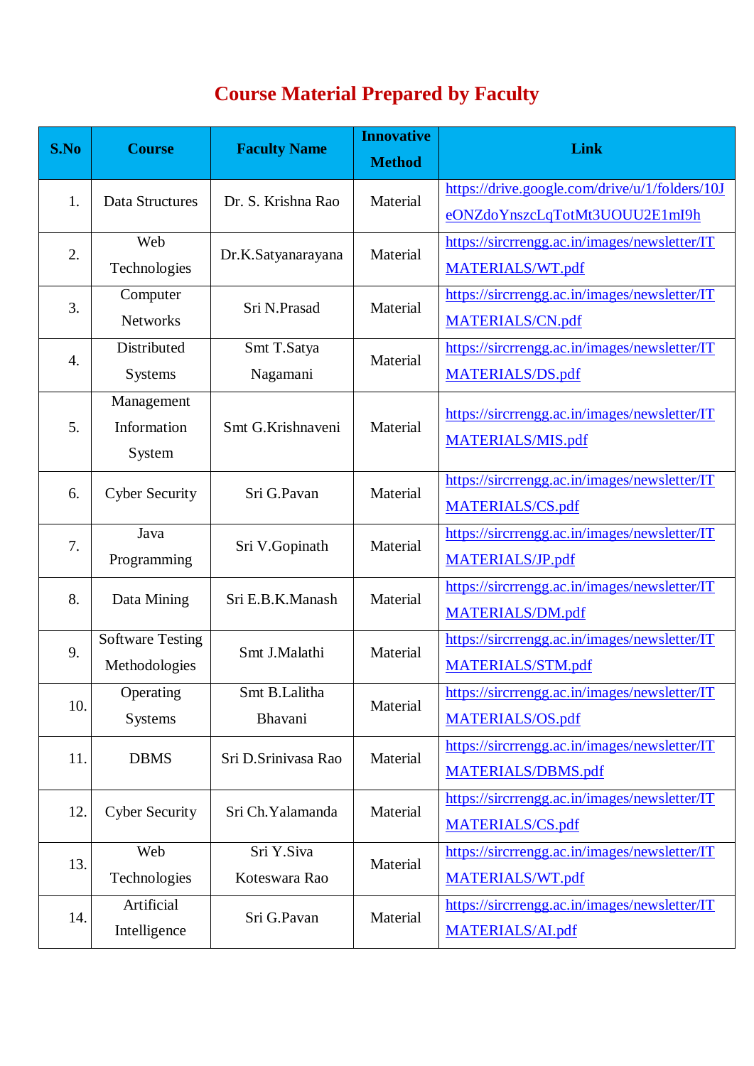# Course Material Prepared by Faculty

| S.No | Course | Faculty Name | Innovative Method | Link |
|---|---|---|---|---|
| 1. | Data Structures | Dr. S. Krishna Rao | Material | https://drive.google.com/drive/u/1/folders/10JeONZdoYnszcLqTotMt3UOUU2E1mI9h |
| 2. | Web Technologies | Dr.K.Satyanarayana | Material | https://sircrrengg.ac.in/images/newsletter/ITMATERIALS/WT.pdf |
| 3. | Computer Networks | Sri N.Prasad | Material | https://sircrrengg.ac.in/images/newsletter/ITMATERIALS/CN.pdf |
| 4. | Distributed Systems | Smt T.Satya Nagamani | Material | https://sircrrengg.ac.in/images/newsletter/ITMATERIALS/DS.pdf |
| 5. | Management Information System | Smt G.Krishnaveni | Material | https://sircrrengg.ac.in/images/newsletter/ITMATERIALS/MIS.pdf |
| 6. | Cyber Security | Sri G.Pavan | Material | https://sircrrengg.ac.in/images/newsletter/ITMATERIALS/CS.pdf |
| 7. | Java Programming | Sri V.Gopinath | Material | https://sircrrengg.ac.in/images/newsletter/ITMATERIALS/JP.pdf |
| 8. | Data Mining | Sri E.B.K.Manash | Material | https://sircrrengg.ac.in/images/newsletter/ITMATERIALS/DM.pdf |
| 9. | Software Testing Methodologies | Smt J.Malathi | Material | https://sircrrengg.ac.in/images/newsletter/ITMATERIALS/STM.pdf |
| 10. | Operating Systems | Smt B.Lalitha Bhavani | Material | https://sircrrengg.ac.in/images/newsletter/ITMATERIALS/OS.pdf |
| 11. | DBMS | Sri D.Srinivasa Rao | Material | https://sircrrengg.ac.in/images/newsletter/ITMATERIALS/DBMS.pdf |
| 12. | Cyber Security | Sri Ch.Yalamanda | Material | https://sircrrengg.ac.in/images/newsletter/ITMATERIALS/CS.pdf |
| 13. | Web Technologies | Sri Y.Siva Koteswara Rao | Material | https://sircrrengg.ac.in/images/newsletter/ITMATERIALS/WT.pdf |
| 14. | Artificial Intelligence | Sri G.Pavan | Material | https://sircrrengg.ac.in/images/newsletter/ITMATERIALS/AI.pdf |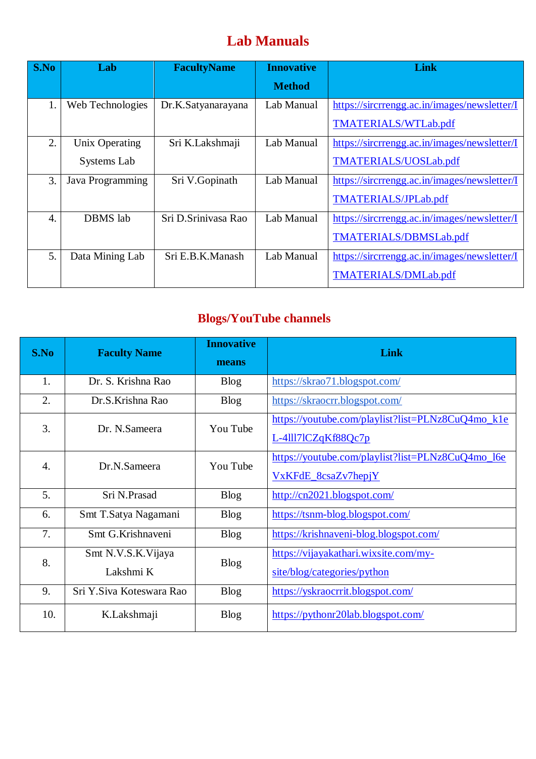## Lab Manuals

| S.No | Lab | FacultyName | Innovative Method | Link |
|---|---|---|---|---|
| 1. | Web Technologies | Dr.K.Satyanarayana | Lab Manual | https://sircrrengg.ac.in/images/newsletter/ITMATERIALS/WTLab.pdf |
| 2. | Unix Operating Systems Lab | Sri K.Lakshmaji | Lab Manual | https://sircrrengg.ac.in/images/newsletter/ITMATERIALS/UOSLab.pdf |
| 3. | Java Programming | Sri V.Gopinath | Lab Manual | https://sircrrengg.ac.in/images/newsletter/ITMATERIALS/JPLab.pdf |
| 4. | DBMS lab | Sri D.Srinivasa Rao | Lab Manual | https://sircrrengg.ac.in/images/newsletter/ITMATERIALS/DBMSLab.pdf |
| 5. | Data Mining Lab | Sri E.B.K.Manash | Lab Manual | https://sircrrengg.ac.in/images/newsletter/ITMATERIALS/DMLab.pdf |

## Blogs/YouTube channels

| S.No | Faculty Name | Innovative means | Link |
|---|---|---|---|
| 1. | Dr. S. Krishna Rao | Blog | https://skrao71.blogspot.com/ |
| 2. | Dr.S.Krishna Rao | Blog | https://skraocrr.blogspot.com/ |
| 3. | Dr. N.Sameera | You Tube | https://youtube.com/playlist?list=PLNz8CuQ4mo_k1eL-4lll7lCZqKf88Qc7p |
| 4. | Dr.N.Sameera | You Tube | https://youtube.com/playlist?list=PLNz8CuQ4mo_l6eVxKFdE_8csaZv7hepjY |
| 5. | Sri N.Prasad | Blog | http://cn2021.blogspot.com/ |
| 6. | Smt T.Satya Nagamani | Blog | https://tsnm-blog.blogspot.com/ |
| 7. | Smt G.Krishnaveni | Blog | https://krishnaveni-blog.blogspot.com/ |
| 8. | Smt N.V.S.K.Vijaya Lakshmi K | Blog | https://vijayakathari.wixsite.com/my-site/blog/categories/python |
| 9. | Sri Y.Siva Koteswara Rao | Blog | https://yskraocrrit.blogspot.com/ |
| 10. | K.Lakshmaji | Blog | https://pythonr20lab.blogspot.com/ |